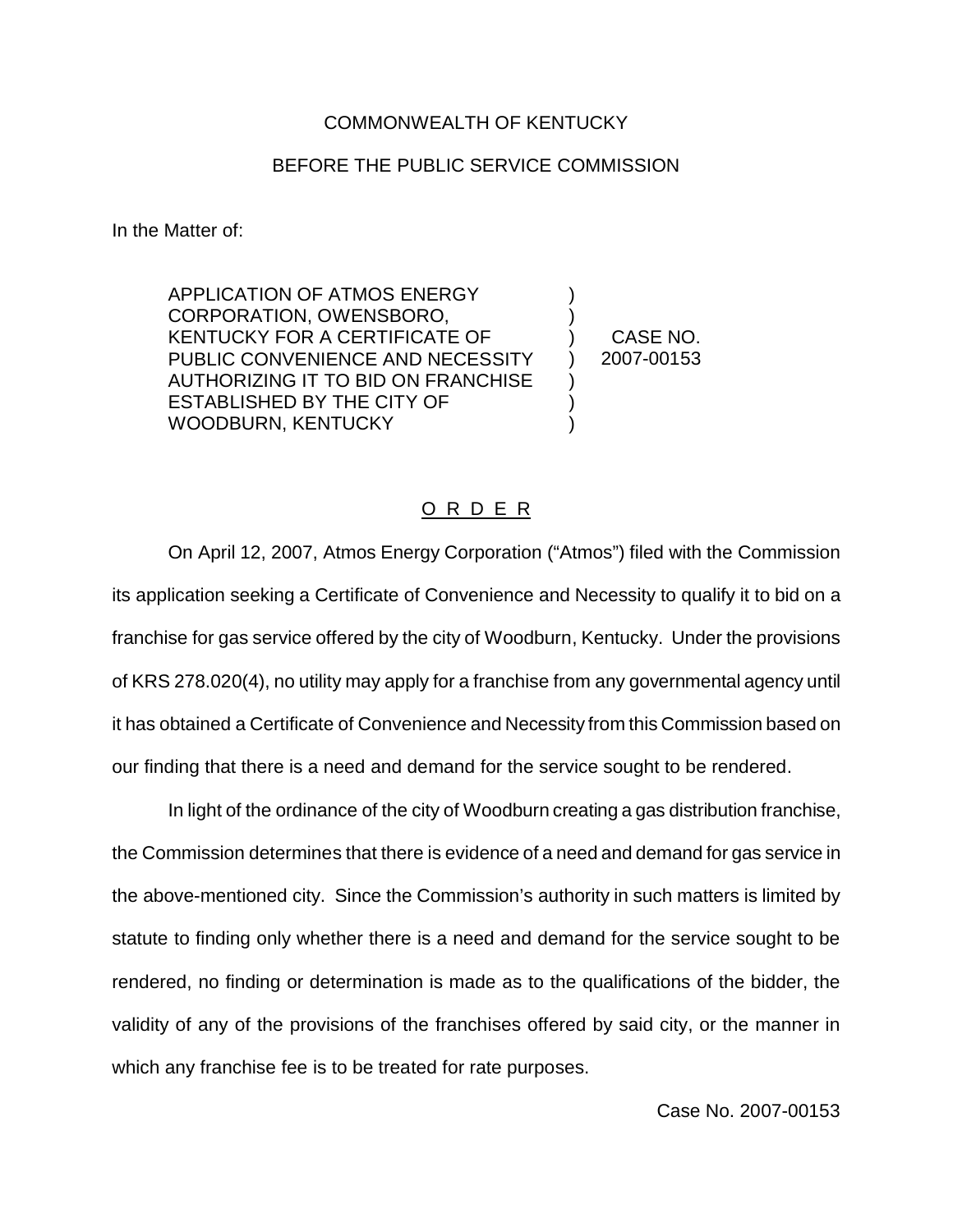COMMONWEALTH OF KENTUCKY

BEFORE THE PUBLIC SERVICE COMMISSION

In the Matter of:

APPLICATION OF ATMOS ENERGY CORPORATION, OWENSBORO, KENTUCKY FOR A CERTIFICATE OF PUBLIC CONVENIENCE AND NECESSITY AUTHORIZING IT TO BID ON FRANCHISE ESTABLISHED BY THE CITY OF WOODBURN, KENTUCKY

CASE NO. 2007-00153

## O R D E R

On April 12, 2007, Atmos Energy Corporation ("Atmos") filed with the Commission its application seeking a Certificate of Convenience and Necessity to qualify it to bid on a franchise for gas service offered by the city of Woodburn, Kentucky. Under the provisions of KRS 278.020(4), no utility may apply for a franchise from any governmental agency until it has obtained a Certificate of Convenience and Necessity from this Commission based on our finding that there is a need and demand for the service sought to be rendered.

In light of the ordinance of the city of Woodburn creating a gas distribution franchise, the Commission determines that there is evidence of a need and demand for gas service in the above-mentioned city. Since the Commission's authority in such matters is limited by statute to finding only whether there is a need and demand for the service sought to be rendered, no finding or determination is made as to the qualifications of the bidder, the validity of any of the provisions of the franchises offered by said city, or the manner in which any franchise fee is to be treated for rate purposes.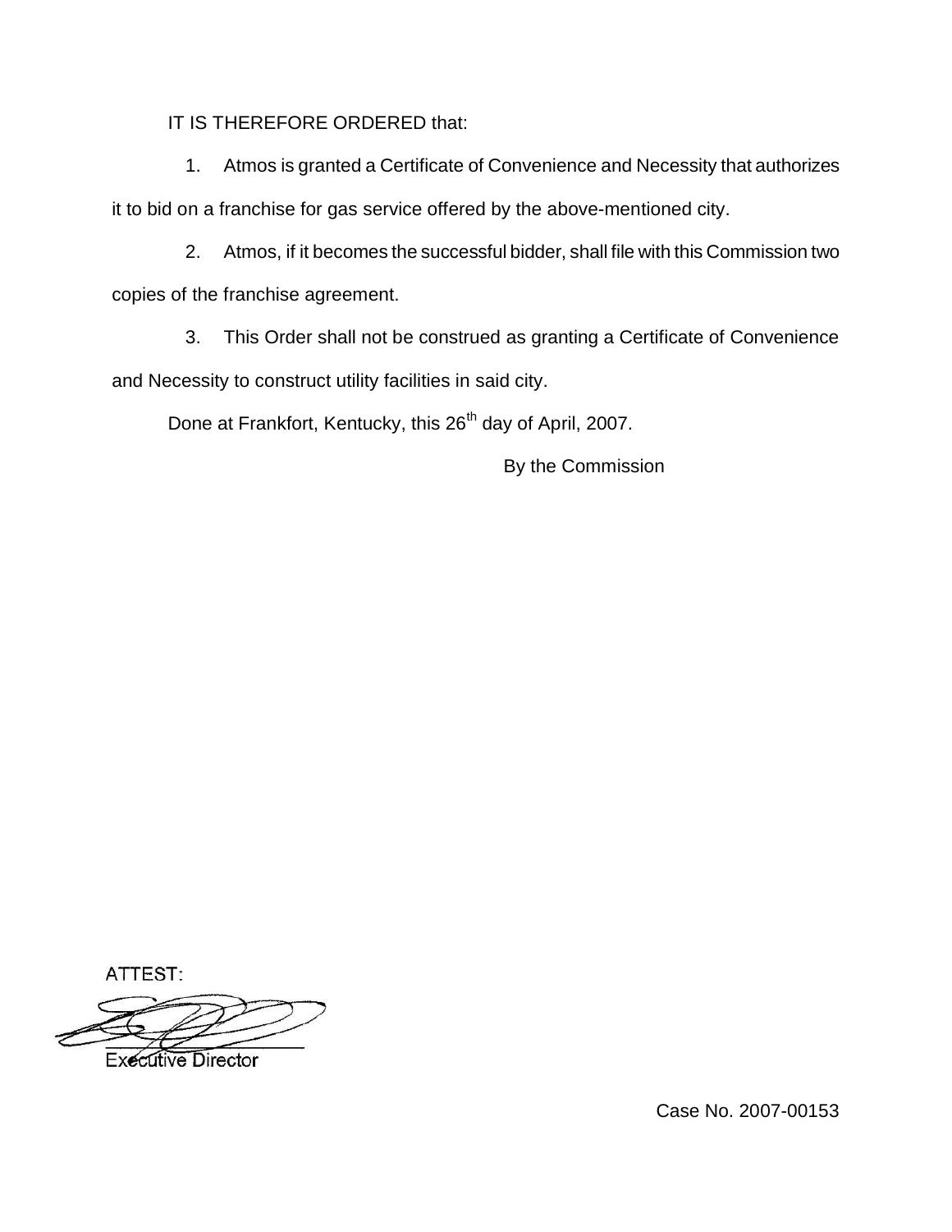IT IS THEREFORE ORDERED that:

1. Atmos is granted a Certificate of Convenience and Necessity that authorizes it to bid on a franchise for gas service offered by the above-mentioned city.

2. Atmos, if it becomes the successful bidder, shall file with this Commission two copies of the franchise agreement.

3. This Order shall not be construed as granting a Certificate of Convenience and Necessity to construct utility facilities in said city.

Done at Frankfort, Kentucky, this 26th day of April, 2007.

By the Commission

ATTEST:

Executive Director

Case No. 2007-00153